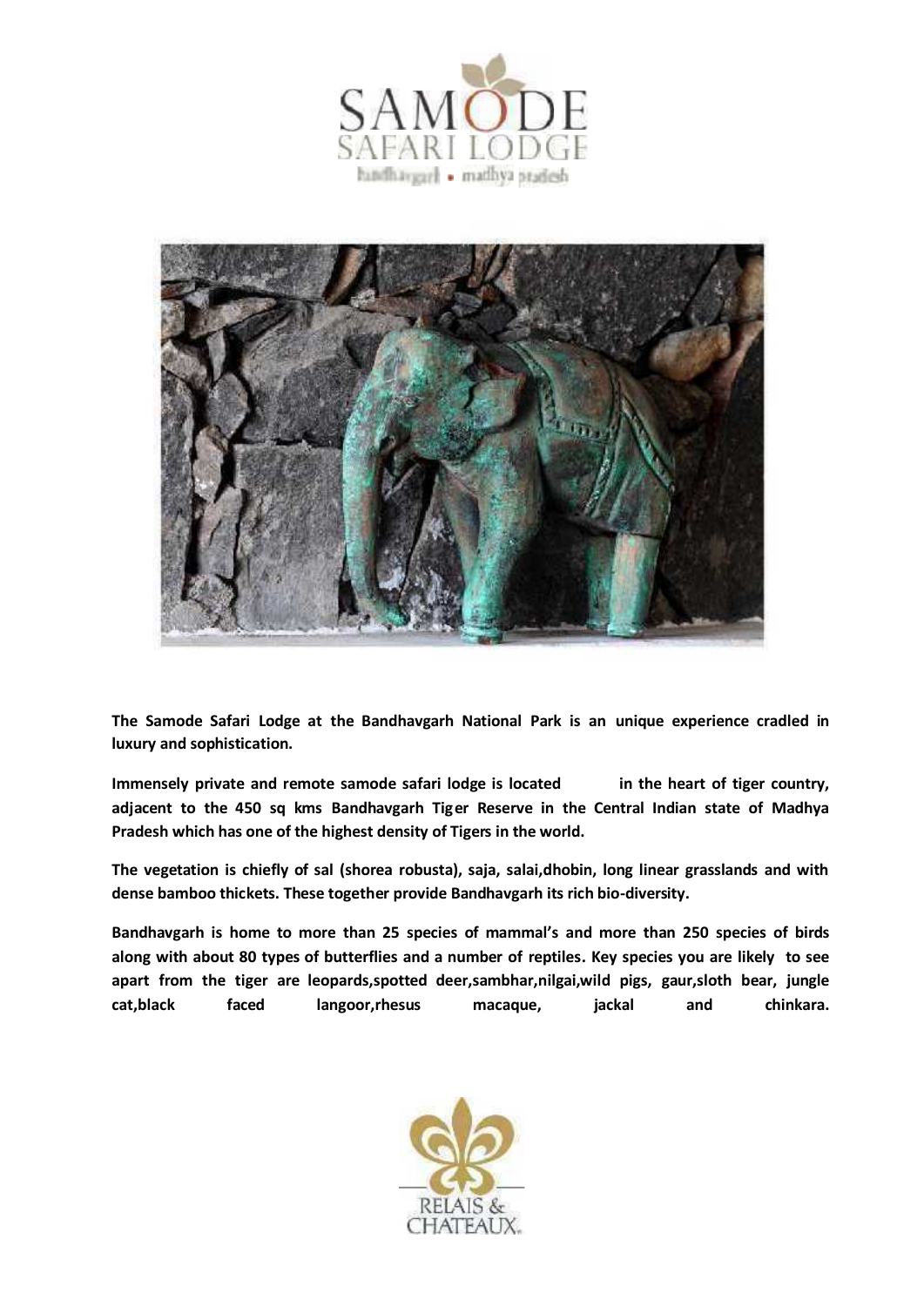# SAMODE SAFARI LODGE

bandhavgarh • madhya pradesh

**The Samode Safari Lodge at the Bandhavgarh National Park is an unique experience cradled in luxury and sophistication.**

**Immensely private and remote samode safari lodge is located in the heart of tiger country, adjacent to the 450 sq kms Bandhavgarh Tiger Reserve in the Central Indian state of Madhya Pradesh which has one of the highest density of Tigers in the world.**

**The vegetation is chiefly of sal (shorea robusta), saja, salai,dhobin, long linear grasslands and with dense bamboo thickets. These together provide Bandhavgarh its rich bio-diversity.**

**Bandhavgarh is home to more than 25 species of mammal's and more than 250 species of birds along with about 80 types of butterflies and a number of reptiles. Key species you are likely to see apart from the tiger are leopards,spotted deer,sambhar,nilgai,wild pigs, gaur,sloth bear, jungle cat,black faced langoor,rhesus macaque, jackal and chinkara.**

RELAIS & CHATEAUX.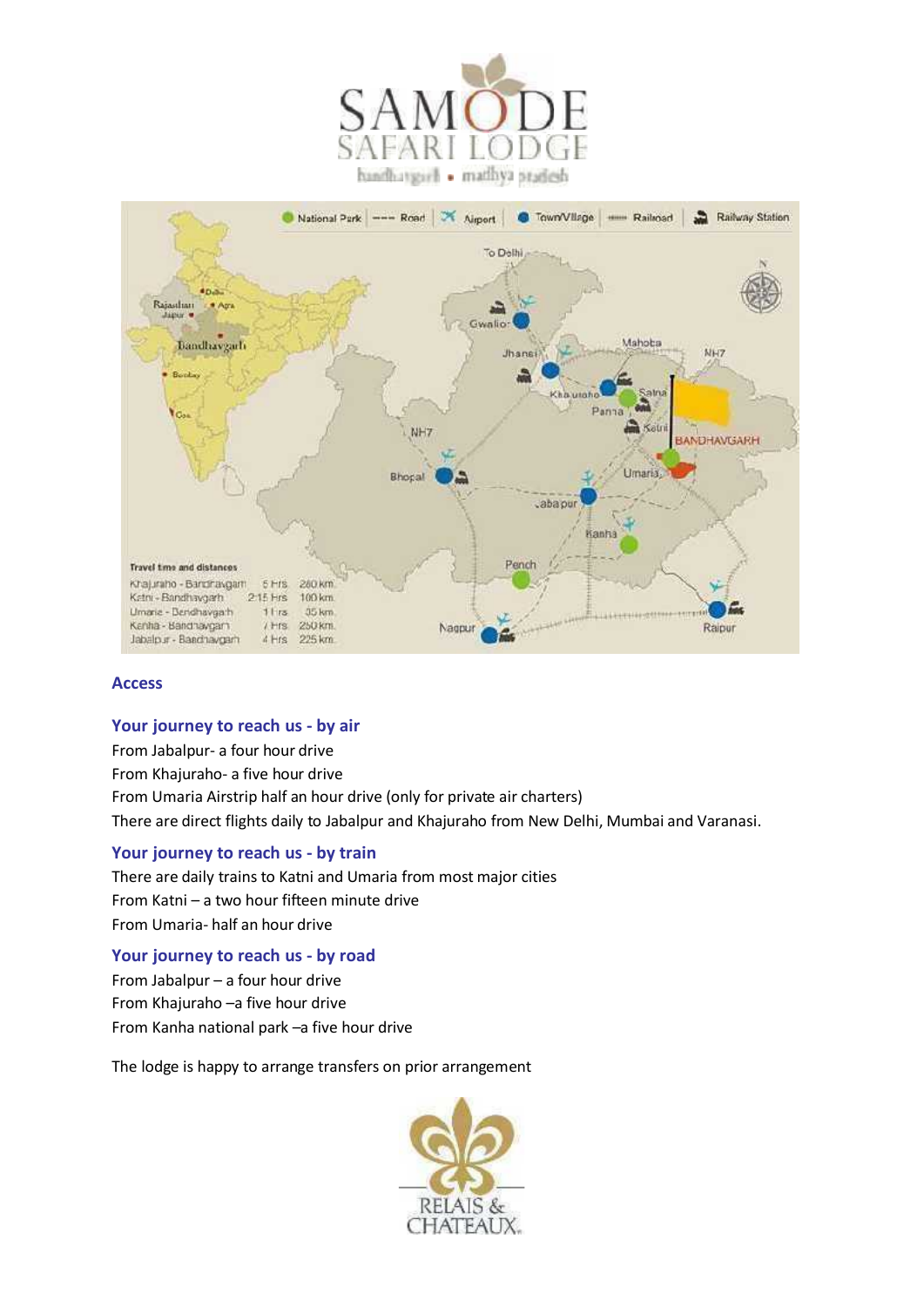SAMODE SAFARI LODGE

bandhavgarh • madhya pradesh

National Park | Road | Airport | Town/Village | Railroad | Railway Station

To Delhi

Gwalior

Jhansi

Mahoba

NH7

Khajuraho

Satna

Panna

Katni

BANDHAVGARH

NH7

Bhopal

Umaria

Jabalpur

Kanha

Pench

Nagpur

Raipur

Rajasthan

Jaipur

Delhi

Agra

Bandhavgarh

Bombay

Goa

Travel time and distances

Khajuraho - Bandhavgarh 5 Hrs 280 km

Katni - Bandhavgarh 2:15 Hrs 100 km

Umaria - Bandhavgarh 1 Hrs 35 km

Kanha - Bandhavgarh 7 Hrs 250 km

Jabalpur - Bandhavgarh 4 Hrs 225 km

## Access

### Your journey to reach us - by air

From Jabalpur- a four hour drive

From Khajuraho- a five hour drive

From Umaria Airstrip half an hour drive (only for private air charters)

There are direct flights daily to Jabalpur and Khajuraho from New Delhi, Mumbai and Varanasi.

### Your journey to reach us - by train

There are daily trains to Katni and Umaria from most major cities

From Katni – a two hour fifteen minute drive

From Umaria- half an hour drive

### Your journey to reach us - by road

From Jabalpur – a four hour drive

From Khajuraho –a five hour drive

From Kanha national park –a five hour drive

The lodge is happy to arrange transfers on prior arrangement

RELAIS & CHATEAUX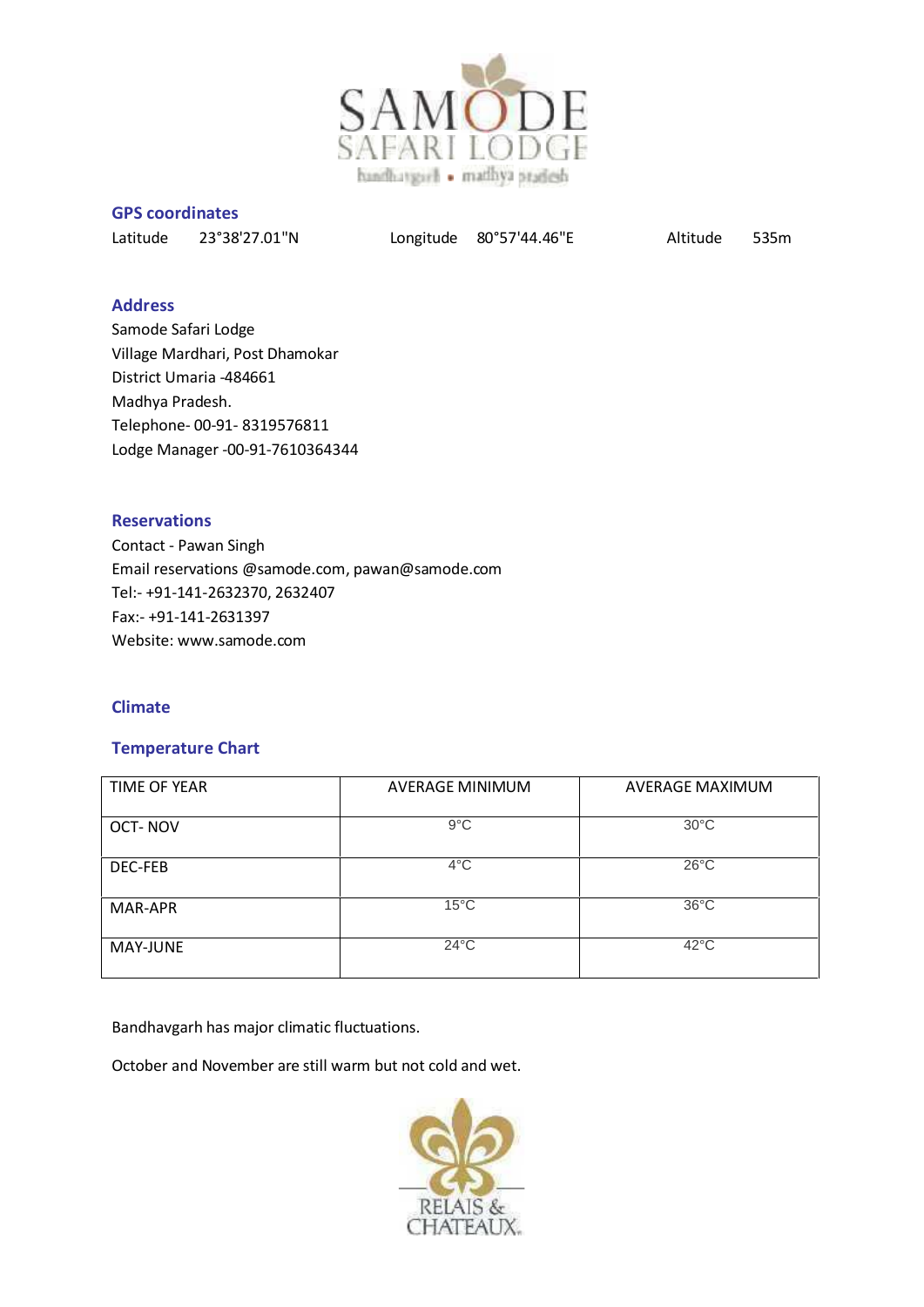## GPS coordinates

Latitude 23°38'27.01"N Longitude 80°57'44.46"E Altitude 535m

## Address

Samode Safari Lodge
Village Mardhari, Post Dhamokar
District Umaria -484661
Madhya Pradesh.
Telephone- 00-91- 8319576811
Lodge Manager -00-91-7610364344

## Reservations

Contact - Pawan Singh
Email reservations @samode.com, pawan@samode.com
Tel:- +91-141-2632370, 2632407
Fax:- +91-141-2631397
Website: www.samode.com

## Climate

### Temperature Chart

| TIME OF YEAR | AVERAGE MINIMUM | AVERAGE MAXIMUM |
|---|---|---|
| OCT- NOV | 9°C | 30°C |
| DEC-FEB | 4°C | 26°C |
| MAR-APR | 15°C | 36°C |
| MAY-JUNE | 24°C | 42°C |

Bandhavgarh has major climatic fluctuations.

October and November are still warm but not cold and wet.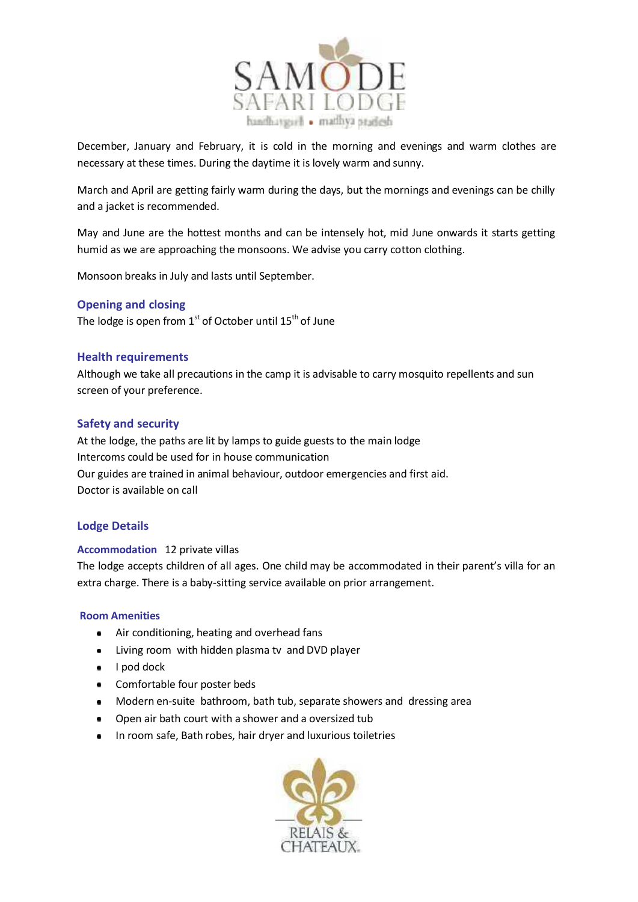December, January and February, it is cold in the morning and evenings and warm clothes are necessary at these times. During the daytime it is lovely warm and sunny.

March and April are getting fairly warm during the days, but the mornings and evenings can be chilly and a jacket is recommended.

May and June are the hottest months and can be intensely hot, mid June onwards it starts getting humid as we are approaching the monsoons. We advise you carry cotton clothing.

Monsoon breaks in July and lasts until September.

## Opening and closing

The lodge is open from 1st of October until 15th of June

## Health requirements

Although we take all precautions in the camp it is advisable to carry mosquito repellents and sun screen of your preference.

## Safety and security

At the lodge, the paths are lit by lamps to guide guests to the main lodge
Intercoms could be used for in house communication
Our guides are trained in animal behaviour, outdoor emergencies and first aid.
Doctor is available on call

## Lodge Details

### Accommodation

12 private villas

The lodge accepts children of all ages. One child may be accommodated in their parent's villa for an extra charge. There is a baby-sitting service available on prior arrangement.

### Room Amenities

- Air conditioning, heating and overhead fans
- Living room with hidden plasma tv and DVD player
- I pod dock
- Comfortable four poster beds
- Modern en-suite bathroom, bath tub, separate showers and dressing area
- Open air bath court with a shower and a oversized tub
- In room safe, Bath robes, hair dryer and luxurious toiletries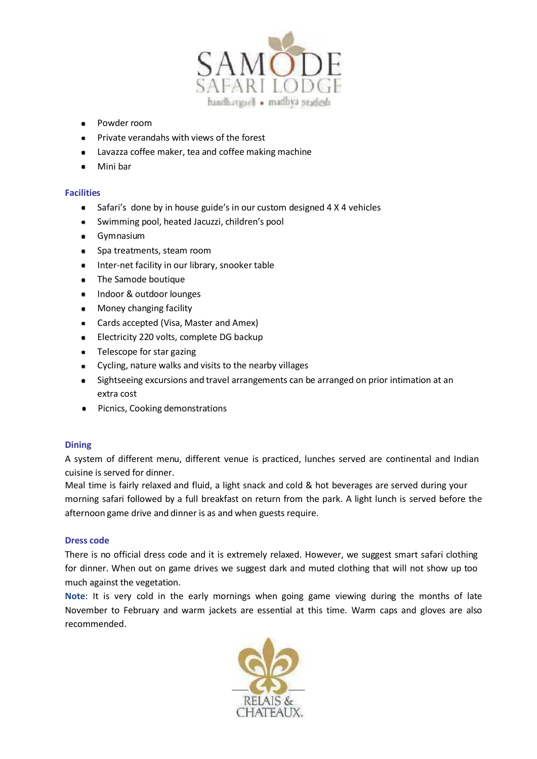- Powder room
- Private verandahs with views of the forest
- Lavazza coffee maker, tea and coffee making machine
- Mini bar

## Facilities

- Safari's done by in house guide's in our custom designed 4 X 4 vehicles
- Swimming pool, heated Jacuzzi, children's pool
- Gymnasium
- Spa treatments, steam room
- Inter-net facility in our library, snooker table
- The Samode boutique
- Indoor & outdoor lounges
- Money changing facility
- Cards accepted (Visa, Master and Amex)
- Electricity 220 volts, complete DG backup
- Telescope for star gazing
- Cycling, nature walks and visits to the nearby villages
- Sightseeing excursions and travel arrangements can be arranged on prior intimation at an extra cost
- Picnics, Cooking demonstrations

## Dining

A system of different menu, different venue is practiced, lunches served are continental and Indian cuisine is served for dinner.

Meal time is fairly relaxed and fluid, a light snack and cold & hot beverages are served during your morning safari followed by a full breakfast on return from the park. A light lunch is served before the afternoon game drive and dinner is as and when guests require.

## Dress code

There is no official dress code and it is extremely relaxed. However, we suggest smart safari clothing for dinner. When out on game drives we suggest dark and muted clothing that will not show up too much against the vegetation.

**Note**: It is very cold in the early mornings when going game viewing during the months of late November to February and warm jackets are essential at this time. Warm caps and gloves are also recommended.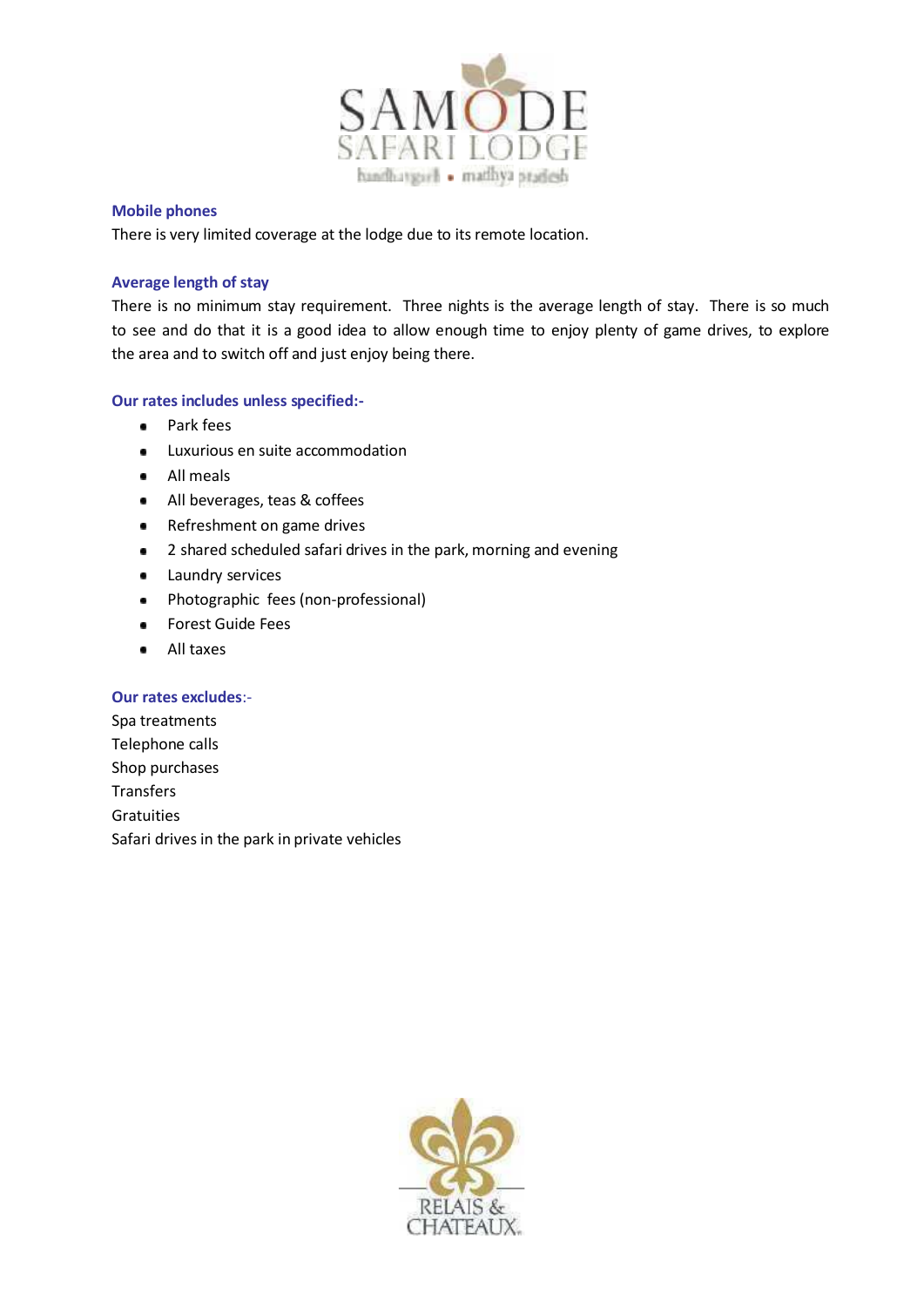### Mobile phones

There is very limited coverage at the lodge due to its remote location.

### Average length of stay

There is no minimum stay requirement. Three nights is the average length of stay. There is so much to see and do that it is a good idea to allow enough time to enjoy plenty of game drives, to explore the area and to switch off and just enjoy being there.

### Our rates includes unless specified:-

- Park fees
- Luxurious en suite accommodation
- All meals
- All beverages, teas & coffees
- Refreshment on game drives
- 2 shared scheduled safari drives in the park, morning and evening
- Laundry services
- Photographic fees (non-professional)
- Forest Guide Fees
- All taxes

### Our rates excludes:-

Spa treatments
Telephone calls
Shop purchases
Transfers
Gratuities
Safari drives in the park in private vehicles